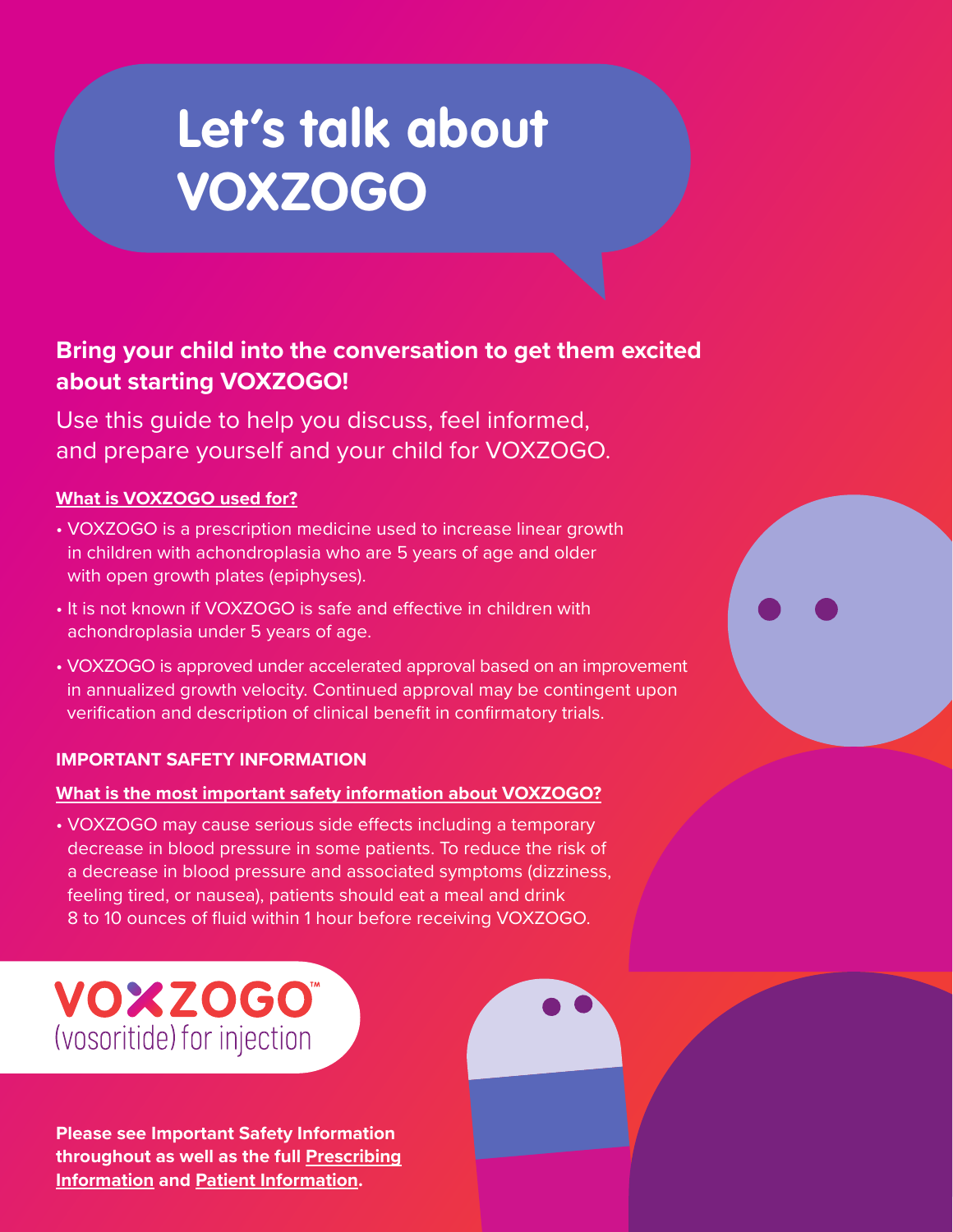# Let's talk about VOXZOGO

**Bring your child into the conversation to get them excited about starting VOXZOGO!**

Use this guide to help you discuss, feel informed, and prepare yourself and your child for VOXZOGO.

**What is VOXZOGO used for?**

- VOXZOGO is a prescription medicine used to increase linear growth in children with achondroplasia who are 5 years of age and older with open growth plates (epiphyses).
- It is not known if VOXZOGO is safe and effective in children with achondroplasia under 5 years of age.
- VOXZOGO is approved under accelerated approval based on an improvement in annualized growth velocity. Continued approval may be contingent upon verification and description of clinical benefit in confirmatory trials.

**IMPORTANT SAFETY INFORMATION**

**What is the most important safety information about VOXZOGO?**

- VOXZOGO may cause serious side effects including a temporary decrease in blood pressure in some patients. To reduce the risk of a decrease in blood pressure and associated symptoms (dizziness, feeling tired, or nausea), patients should eat a meal and drink 8 to 10 ounces of fluid within 1 hour before receiving VOXZOGO.

VOXZOGO™ (vosoritide) for injection

**Please see Important Safety Information throughout as well as the full Prescribing Information and Patient Information.**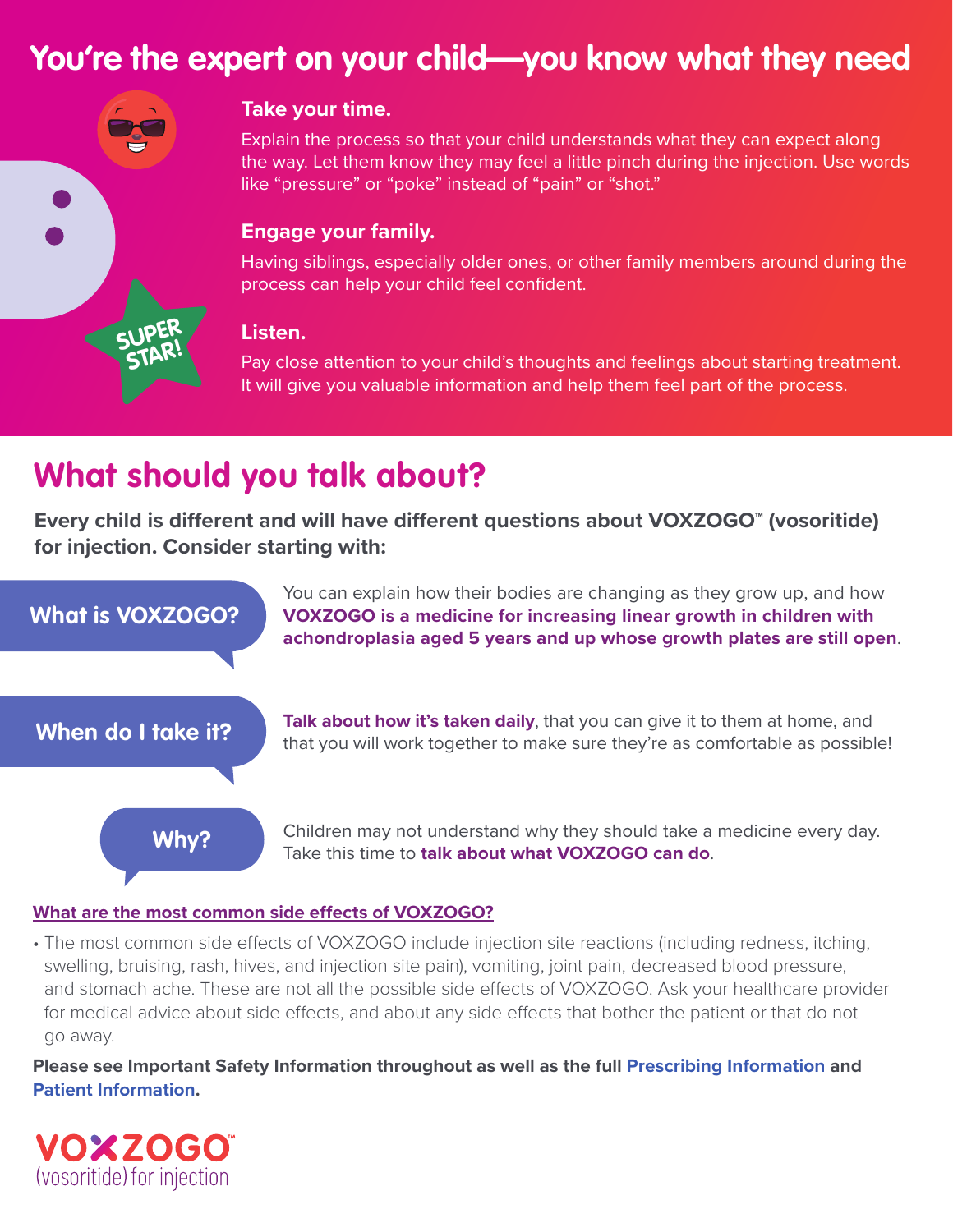# You're the expert on your child—you know what they need

SUPER STAR!

### Take your time.

Explain the process so that your child understands what they can expect along the way. Let them know they may feel a little pinch during the injection. Use words like "pressure" or "poke" instead of "pain" or "shot."

### Engage your family.

Having siblings, especially older ones, or other family members around during the process can help your child feel confident.

### Listen.

Pay close attention to your child's thoughts and feelings about starting treatment. It will give you valuable information and help them feel part of the process.

## What should you talk about?

**Every child is different and will have different questions about VOXZOGO™ (vosoritide) for injection. Consider starting with:**

**What is VOXZOGO?**

You can explain how their bodies are changing as they grow up, and how **VOXZOGO is a medicine for increasing linear growth in children with achondroplasia aged 5 years and up whose growth plates are still open**.

**When do I take it?**

**Talk about how it's taken daily**, that you can give it to them at home, and that you will work together to make sure they're as comfortable as possible!

**Why?**

Children may not understand why they should take a medicine every day. Take this time to **talk about what VOXZOGO can do**.

**What are the most common side effects of VOXZOGO?**

- The most common side effects of VOXZOGO include injection site reactions (including redness, itching, swelling, bruising, rash, hives, and injection site pain), vomiting, joint pain, decreased blood pressure, and stomach ache. These are not all the possible side effects of VOXZOGO. Ask your healthcare provider for medical advice about side effects, and about any side effects that bother the patient or that do not go away.

**Please see Important Safety Information throughout as well as the full Prescribing Information and Patient Information.**

VOXZOGO™
(vosoritide) for injection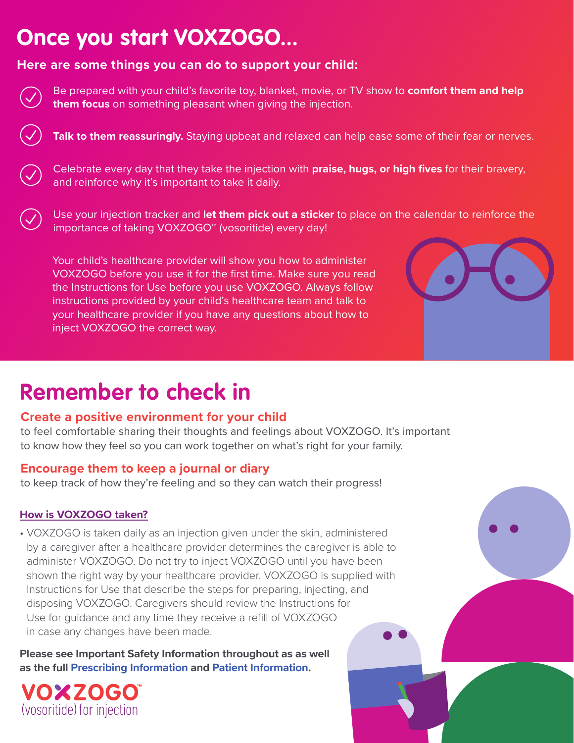# Once you start VOXZOGO...

**Here are some things you can do to support your child:**

- Be prepared with your child's favorite toy, blanket, movie, or TV show to **comfort them and help them focus** on something pleasant when giving the injection.
- **Talk to them reassuringly.** Staying upbeat and relaxed can help ease some of their fear or nerves.
- Celebrate every day that they take the injection with **praise, hugs, or high fives** for their bravery, and reinforce why it's important to take it daily.
- Use your injection tracker and **let them pick out a sticker** to place on the calendar to reinforce the importance of taking VOXZOGO™ (vosoritide) every day!

Your child's healthcare provider will show you how to administer VOXZOGO before you use it for the first time. Make sure you read the Instructions for Use before you use VOXZOGO. Always follow instructions provided by your child's healthcare team and talk to your healthcare provider if you have any questions about how to inject VOXZOGO the correct way.

# Remember to check in

### Create a positive environment for your child

to feel comfortable sharing their thoughts and feelings about VOXZOGO. It's important to know how they feel so you can work together on what's right for your family.

### Encourage them to keep a journal or diary

to keep track of how they're feeling and so they can watch their progress!

**How is VOXZOGO taken?**

- VOXZOGO is taken daily as an injection given under the skin, administered by a caregiver after a healthcare provider determines the caregiver is able to administer VOXZOGO. Do not try to inject VOXZOGO until you have been shown the right way by your healthcare provider. VOXZOGO is supplied with Instructions for Use that describe the steps for preparing, injecting, and disposing VOXZOGO. Caregivers should review the Instructions for Use for guidance and any time they receive a refill of VOXZOGO in case any changes have been made.

**Please see Important Safety Information throughout as as well as the full Prescribing Information and Patient Information.**

VOXZOGO™
(vosoritide) for injection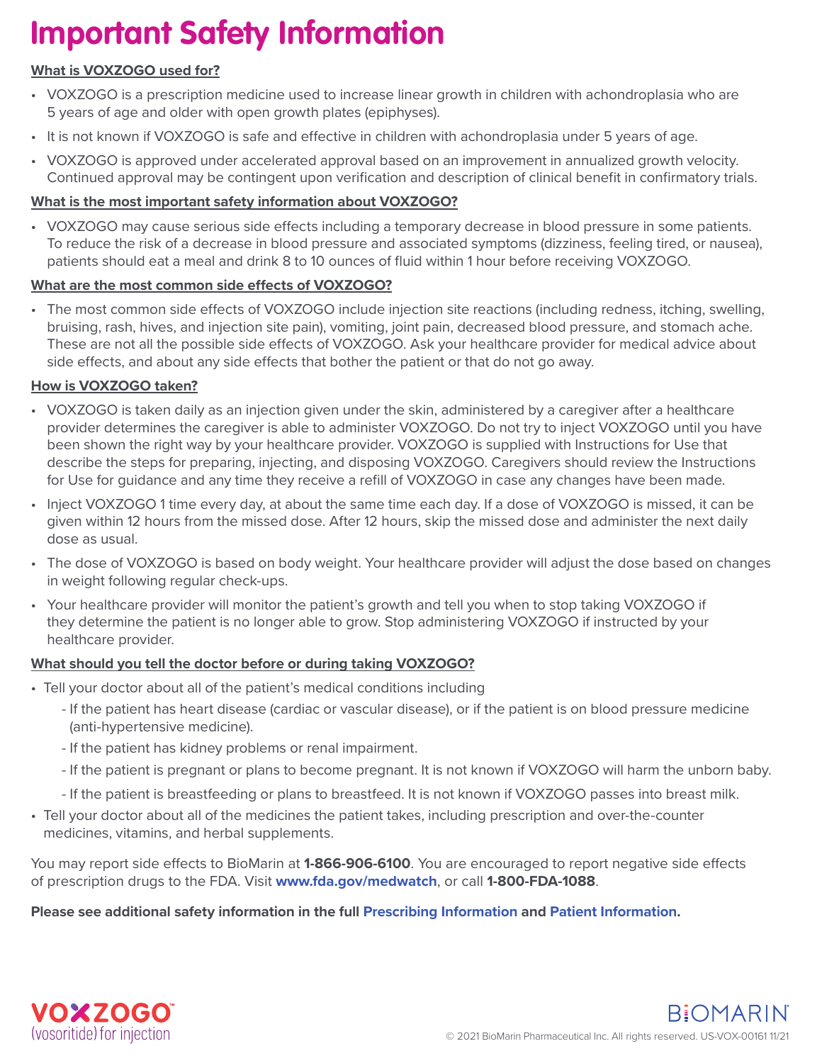# Important Safety Information

**What is VOXZOGO used for?**

- VOXZOGO is a prescription medicine used to increase linear growth in children with achondroplasia who are 5 years of age and older with open growth plates (epiphyses).
- It is not known if VOXZOGO is safe and effective in children with achondroplasia under 5 years of age.
- VOXZOGO is approved under accelerated approval based on an improvement in annualized growth velocity. Continued approval may be contingent upon verification and description of clinical benefit in confirmatory trials.

**What is the most important safety information about VOXZOGO?**

- VOXZOGO may cause serious side effects including a temporary decrease in blood pressure in some patients. To reduce the risk of a decrease in blood pressure and associated symptoms (dizziness, feeling tired, or nausea), patients should eat a meal and drink 8 to 10 ounces of fluid within 1 hour before receiving VOXZOGO.

**What are the most common side effects of VOXZOGO?**

- The most common side effects of VOXZOGO include injection site reactions (including redness, itching, swelling, bruising, rash, hives, and injection site pain), vomiting, joint pain, decreased blood pressure, and stomach ache. These are not all the possible side effects of VOXZOGO. Ask your healthcare provider for medical advice about side effects, and about any side effects that bother the patient or that do not go away.

**How is VOXZOGO taken?**

- VOXZOGO is taken daily as an injection given under the skin, administered by a caregiver after a healthcare provider determines the caregiver is able to administer VOXZOGO. Do not try to inject VOXZOGO until you have been shown the right way by your healthcare provider. VOXZOGO is supplied with Instructions for Use that describe the steps for preparing, injecting, and disposing VOXZOGO. Caregivers should review the Instructions for Use for guidance and any time they receive a refill of VOXZOGO in case any changes have been made.
- Inject VOXZOGO 1 time every day, at about the same time each day. If a dose of VOXZOGO is missed, it can be given within 12 hours from the missed dose. After 12 hours, skip the missed dose and administer the next daily dose as usual.
- The dose of VOXZOGO is based on body weight. Your healthcare provider will adjust the dose based on changes in weight following regular check-ups.
- Your healthcare provider will monitor the patient's growth and tell you when to stop taking VOXZOGO if they determine the patient is no longer able to grow. Stop administering VOXZOGO if instructed by your healthcare provider.

**What should you tell the doctor before or during taking VOXZOGO?**

- Tell your doctor about all of the patient's medical conditions including
  - If the patient has heart disease (cardiac or vascular disease), or if the patient is on blood pressure medicine (anti-hypertensive medicine).
  - If the patient has kidney problems or renal impairment.
  - If the patient is pregnant or plans to become pregnant. It is not known if VOXZOGO will harm the unborn baby.
  - If the patient is breastfeeding or plans to breastfeed. It is not known if VOXZOGO passes into breast milk.
- Tell your doctor about all of the medicines the patient takes, including prescription and over-the-counter medicines, vitamins, and herbal supplements.

You may report side effects to BioMarin at **1-866-906-6100**. You are encouraged to report negative side effects of prescription drugs to the FDA. Visit **www.fda.gov/medwatch**, or call **1-800-FDA-1088**.

**Please see additional safety information in the full Prescribing Information and Patient Information.**

VOXZOGO™ (vosoritide) for injection

BIOMARIN

© 2021 BioMarin Pharmaceutical Inc. All rights reserved. US-VOX-00161 11/21